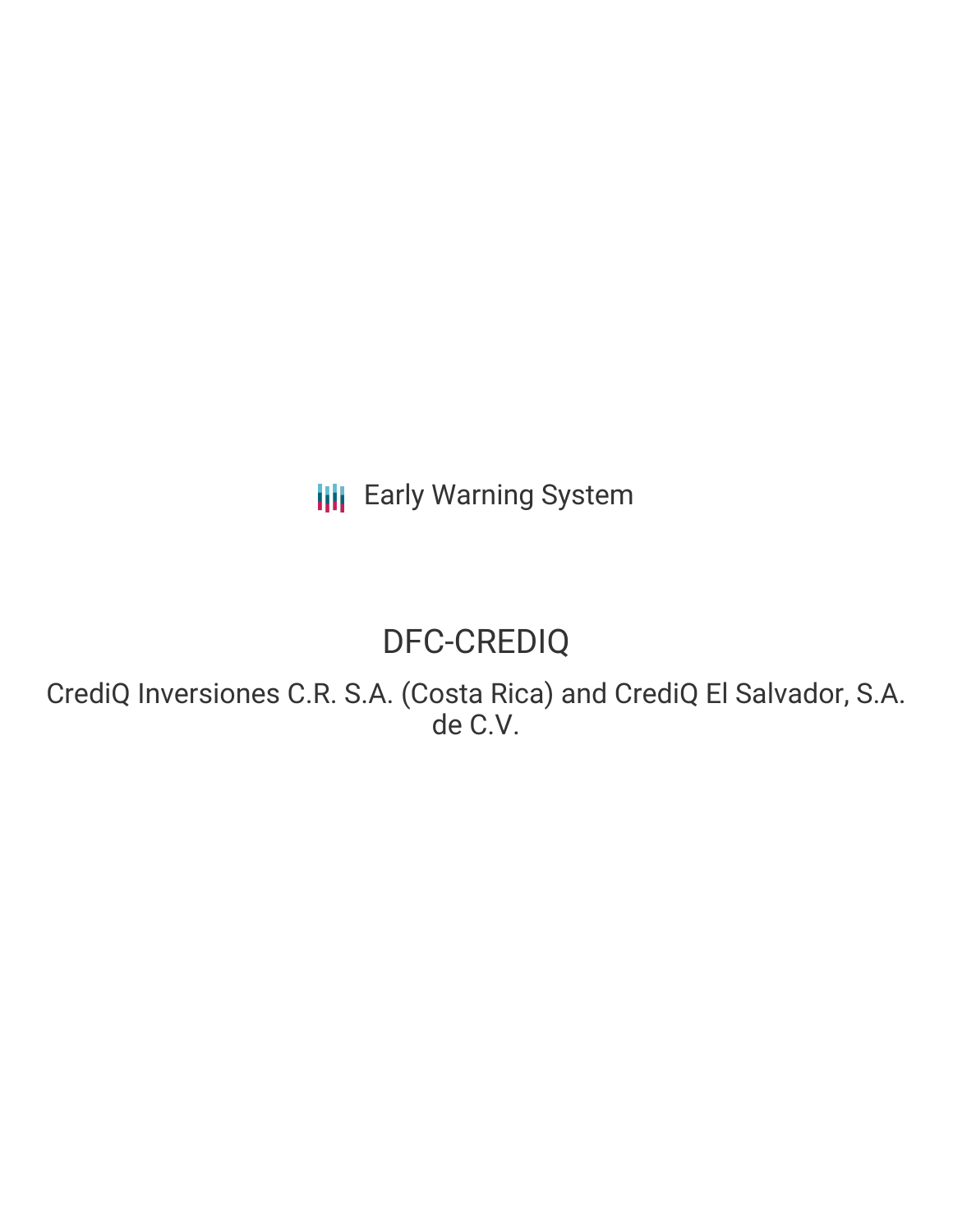Early Warning System

# DFC-CREDIQ

CrediQ Inversiones C.R. S.A. (Costa Rica) and CrediQ El Salvador, S.A. de C.V.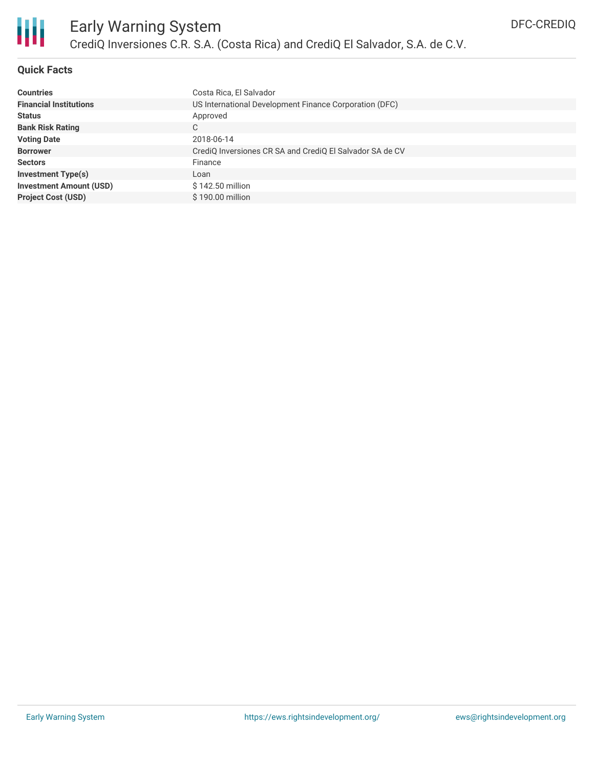# Early Warning System

## CrediQ Inversiones C.R. S.A. (Costa Rica) and CrediQ El Salvador, S.A. de C.V.

DFC-CREDIQ

### Quick Facts

| | |
|---|---|
| **Countries** | Costa Rica, El Salvador |
| **Financial Institutions** | US International Development Finance Corporation (DFC) |
| **Status** | Approved |
| **Bank Risk Rating** | C |
| **Voting Date** | 2018-06-14 |
| **Borrower** | CrediQ Inversiones CR SA and CrediQ El Salvador SA de CV |
| **Sectors** | Finance |
| **Investment Type(s)** | Loan |
| **Investment Amount (USD)** | $ 142.50 million |
| **Project Cost (USD)** | $ 190.00 million |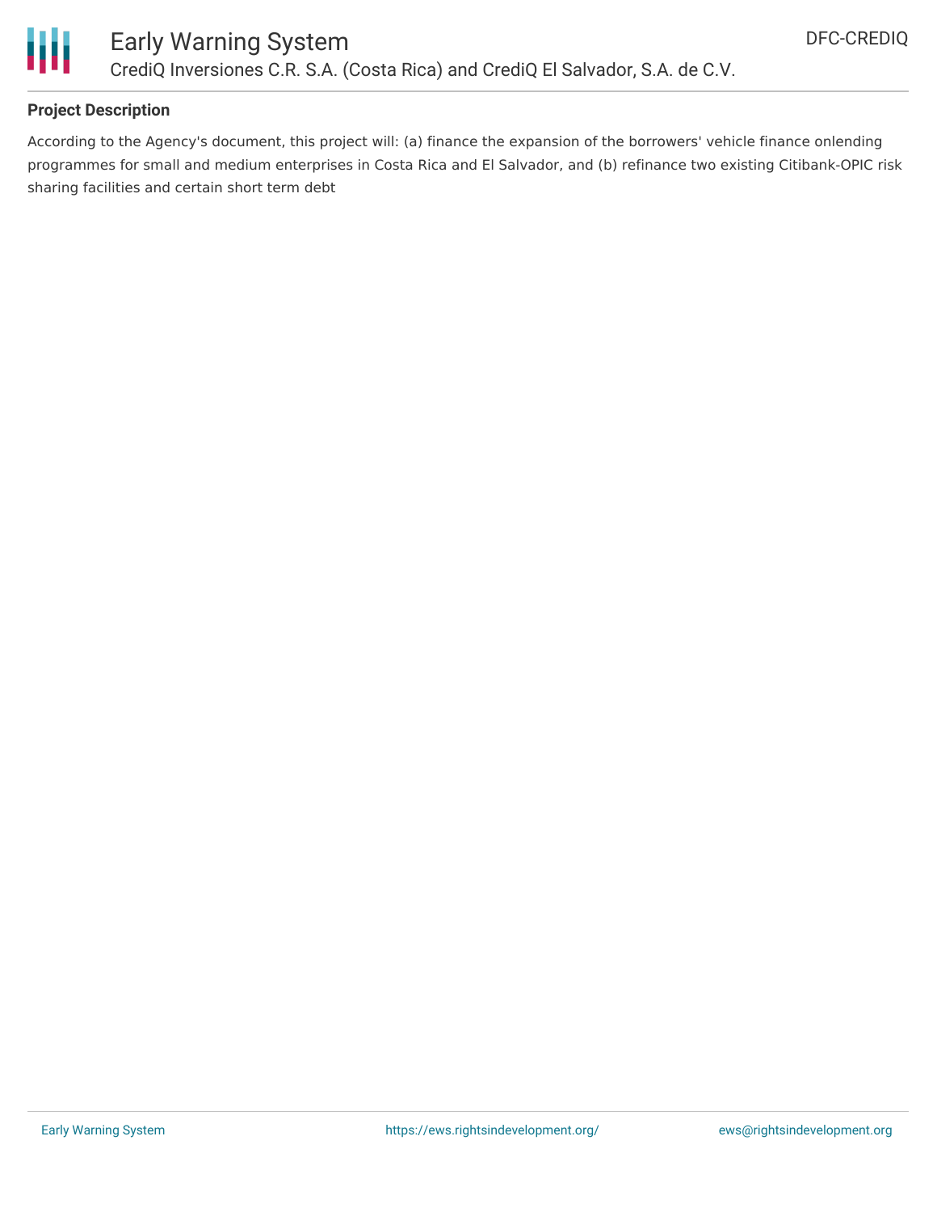## Project Description

According to the Agency's document, this project will: (a) finance the expansion of the borrowers' vehicle finance onlending programmes for small and medium enterprises in Costa Rica and El Salvador, and (b) refinance two existing Citibank-OPIC risk sharing facilities and certain short term debt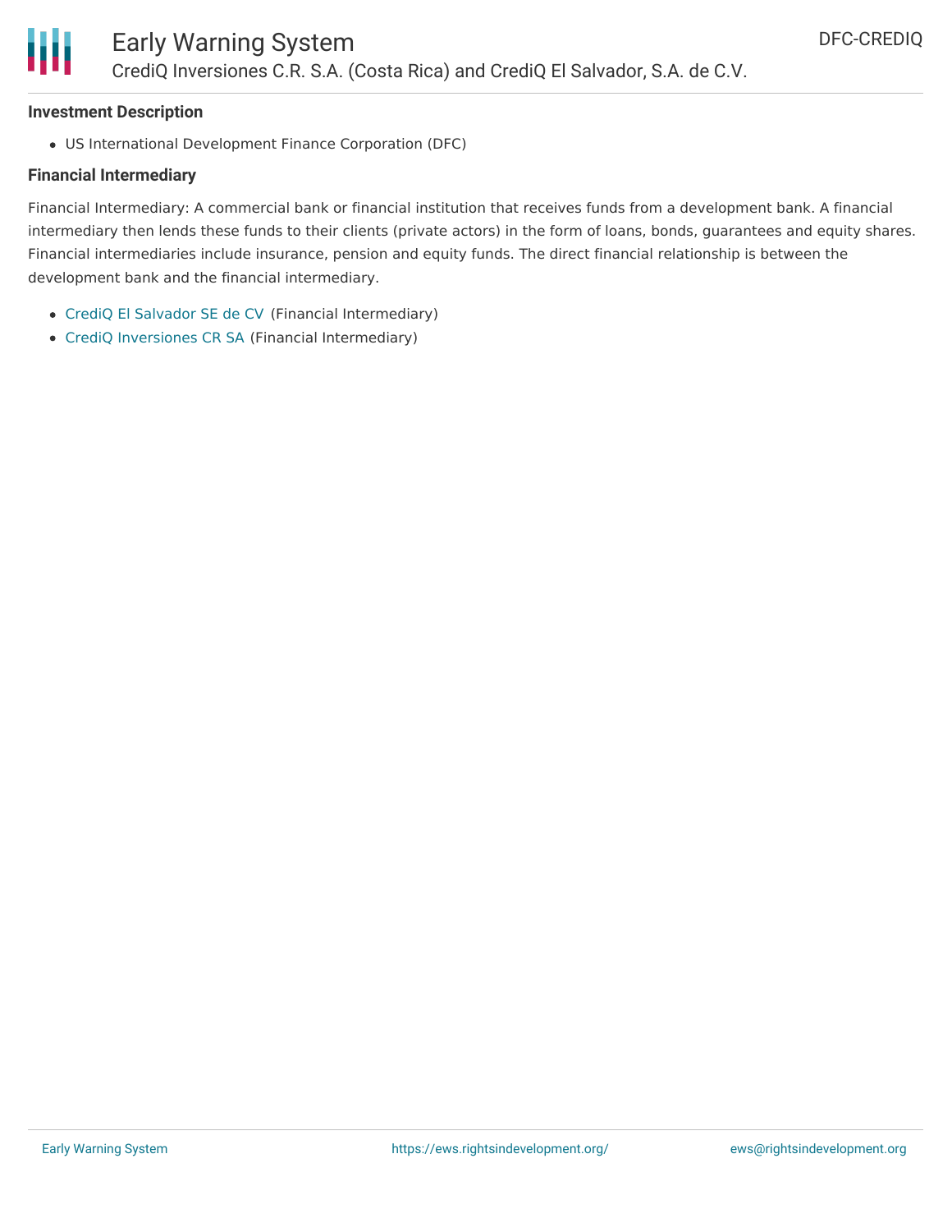### Investment Description

- US International Development Finance Corporation (DFC)

### Financial Intermediary

Financial Intermediary: A commercial bank or financial institution that receives funds from a development bank. A financial intermediary then lends these funds to their clients (private actors) in the form of loans, bonds, guarantees and equity shares. Financial intermediaries include insurance, pension and equity funds. The direct financial relationship is between the development bank and the financial intermediary.

- CrediQ El Salvador SE de CV (Financial Intermediary)
- CrediQ Inversiones CR SA (Financial Intermediary)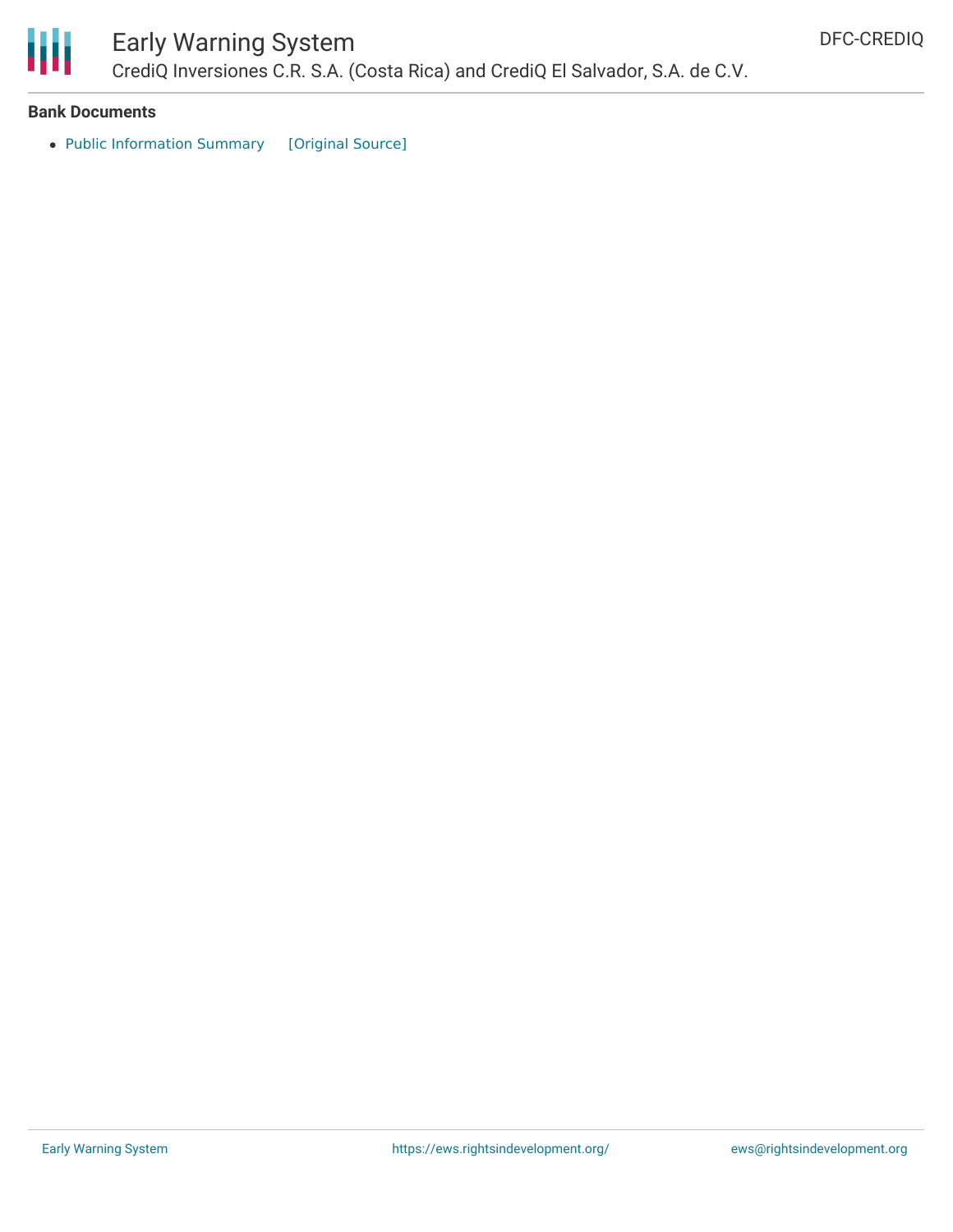**Bank Documents**

- Public Information Summary [Original Source]